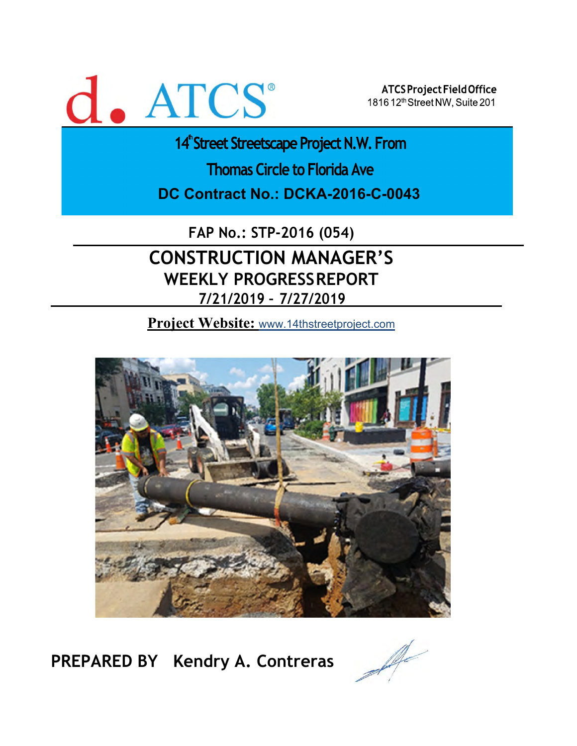d. ATCS®

**ATCS Project Field Office**
1816 12th Street NW, Suite 201

# 14th Street Streetscape Project N.W. From Thomas Circle to Florida Ave

## DC Contract No.: DCKA-2016-C-0043

### FAP No.: STP-2016 (054)

# CONSTRUCTION MANAGER'S WEEKLY PROGRESS REPORT

### 7/21/2019 – 7/27/2019

**Project Website:** www.14thstreetproject.com

**PREPARED BY** Kendry A. Contreras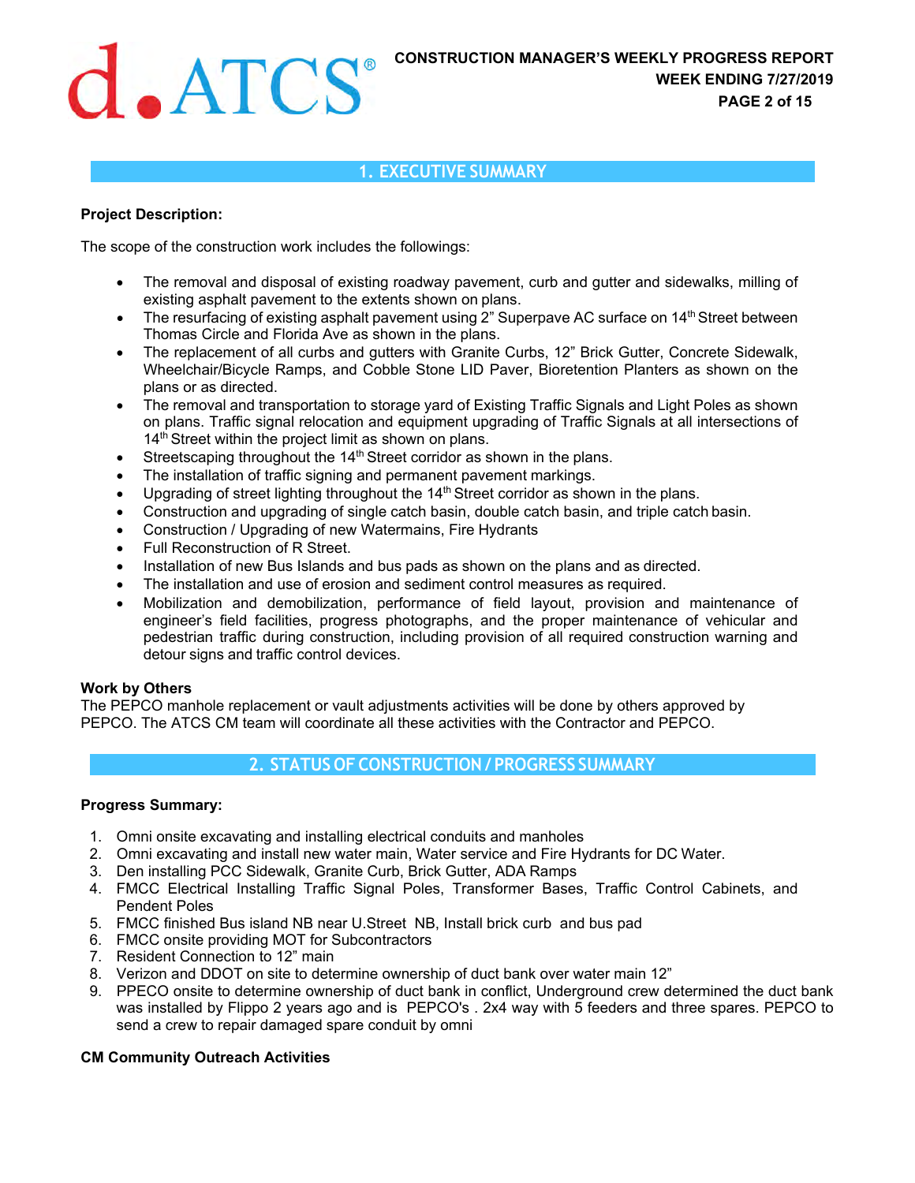## 1. EXECUTIVE SUMMARY

**Project Description:**

The scope of the construction work includes the followings:

- The removal and disposal of existing roadway pavement, curb and gutter and sidewalks, milling of existing asphalt pavement to the extents shown on plans.
- The resurfacing of existing asphalt pavement using 2" Superpave AC surface on 14th Street between Thomas Circle and Florida Ave as shown in the plans.
- The replacement of all curbs and gutters with Granite Curbs, 12" Brick Gutter, Concrete Sidewalk, Wheelchair/Bicycle Ramps, and Cobble Stone LID Paver, Bioretention Planters as shown on the plans or as directed.
- The removal and transportation to storage yard of Existing Traffic Signals and Light Poles as shown on plans. Traffic signal relocation and equipment upgrading of Traffic Signals at all intersections of 14th Street within the project limit as shown on plans.
- Streetscaping throughout the 14th Street corridor as shown in the plans.
- The installation of traffic signing and permanent pavement markings.
- Upgrading of street lighting throughout the 14th Street corridor as shown in the plans.
- Construction and upgrading of single catch basin, double catch basin, and triple catch basin.
- Construction / Upgrading of new Watermains, Fire Hydrants
- Full Reconstruction of R Street.
- Installation of new Bus Islands and bus pads as shown on the plans and as directed.
- The installation and use of erosion and sediment control measures as required.
- Mobilization and demobilization, performance of field layout, provision and maintenance of engineer's field facilities, progress photographs, and the proper maintenance of vehicular and pedestrian traffic during construction, including provision of all required construction warning and detour signs and traffic control devices.

**Work by Others**

The PEPCO manhole replacement or vault adjustments activities will be done by others approved by PEPCO. The ATCS CM team will coordinate all these activities with the Contractor and PEPCO.

## 2. STATUS OF CONSTRUCTION / PROGRESS SUMMARY

**Progress Summary:**

1. Omni onsite excavating and installing electrical conduits and manholes
2. Omni excavating and install new water main, Water service and Fire Hydrants for DC Water.
3. Den installing PCC Sidewalk, Granite Curb, Brick Gutter, ADA Ramps
4. FMCC Electrical Installing Traffic Signal Poles, Transformer Bases, Traffic Control Cabinets, and Pendent Poles
5. FMCC finished Bus island NB near U.Street NB, Install brick curb and bus pad
6. FMCC onsite providing MOT for Subcontractors
7. Resident Connection to 12" main
8. Verizon and DDOT on site to determine ownership of duct bank over water main 12"
9. PPECO onsite to determine ownership of duct bank in conflict, Underground crew determined the duct bank was installed by Flippo 2 years ago and is PEPCO's . 2x4 way with 5 feeders and three spares. PEPCO to send a crew to repair damaged spare conduit by omni

**CM Community Outreach Activities**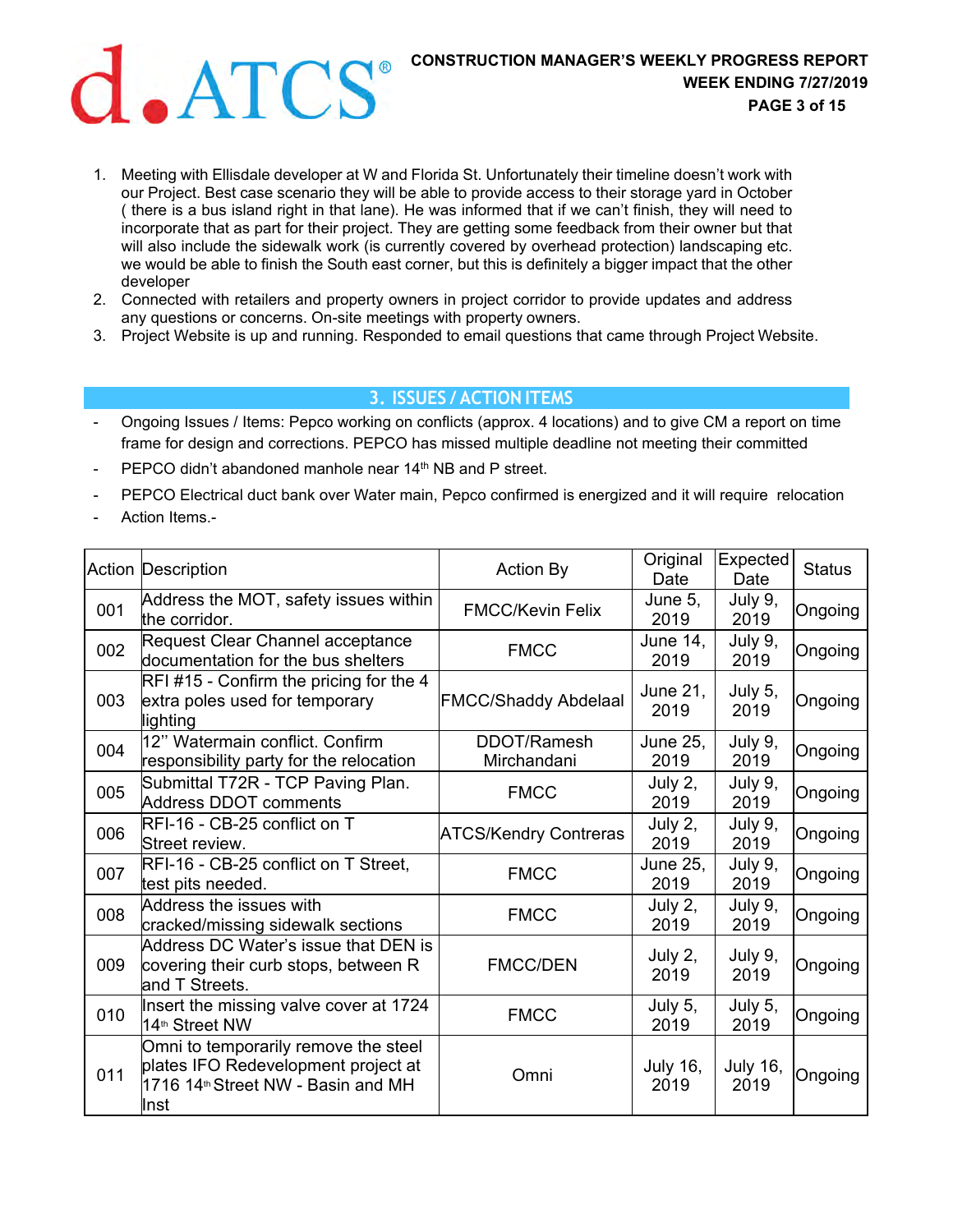1. Meeting with Ellisdale developer at W and Florida St. Unfortunately their timeline doesn't work with our Project. Best case scenario they will be able to provide access to their storage yard in October ( there is a bus island right in that lane). He was informed that if we can't finish, they will need to incorporate that as part for their project. They are getting some feedback from their owner but that will also include the sidewalk work (is currently covered by overhead protection) landscaping etc. we would be able to finish the South east corner, but this is definitely a bigger impact that the other developer
2. Connected with retailers and property owners in project corridor to provide updates and address any questions or concerns. On-site meetings with property owners.
3. Project Website is up and running. Responded to email questions that came through Project Website.

## 3. ISSUES / ACTION ITEMS

- Ongoing Issues / Items: Pepco working on conflicts (approx. 4 locations) and to give CM a report on time frame for design and corrections. PEPCO has missed multiple deadline not meeting their committed
- PEPCO didn't abandoned manhole near 14th NB and P street.
- PEPCO Electrical duct bank over Water main, Pepco confirmed is energized and it will require relocation
- Action Items.-

| Action | Description | Action By | Original Date | Expected Date | Status |
|---|---|---|---|---|---|
| 001 | Address the MOT, safety issues within the corridor. | FMCC/Kevin Felix | June 5, 2019 | July 9, 2019 | Ongoing |
| 002 | Request Clear Channel acceptance documentation for the bus shelters | FMCC | June 14, 2019 | July 9, 2019 | Ongoing |
| 003 | RFI #15 - Confirm the pricing for the 4 extra poles used for temporary lighting | FMCC/Shaddy Abdelaal | June 21, 2019 | July 5, 2019 | Ongoing |
| 004 | 12'' Watermain conflict. Confirm responsibility party for the relocation | DDOT/Ramesh Mirchandani | June 25, 2019 | July 9, 2019 | Ongoing |
| 005 | Submittal T72R - TCP Paving Plan. Address DDOT comments | FMCC | July 2, 2019 | July 9, 2019 | Ongoing |
| 006 | RFI-16 - CB-25 conflict on T Street review. | ATCS/Kendry Contreras | July 2, 2019 | July 9, 2019 | Ongoing |
| 007 | RFI-16 - CB-25 conflict on T Street, test pits needed. | FMCC | June 25, 2019 | July 9, 2019 | Ongoing |
| 008 | Address the issues with cracked/missing sidewalk sections | FMCC | July 2, 2019 | July 9, 2019 | Ongoing |
| 009 | Address DC Water's issue that DEN is covering their curb stops, between R and T Streets. | FMCC/DEN | July 2, 2019 | July 9, 2019 | Ongoing |
| 010 | Insert the missing valve cover at 1724 14th Street NW | FMCC | July 5, 2019 | July 5, 2019 | Ongoing |
| 011 | Omni to temporarily remove the steel plates IFO Redevelopment project at 1716 14th Street NW - Basin and MH Inst | Omni | July 16, 2019 | July 16, 2019 | Ongoing |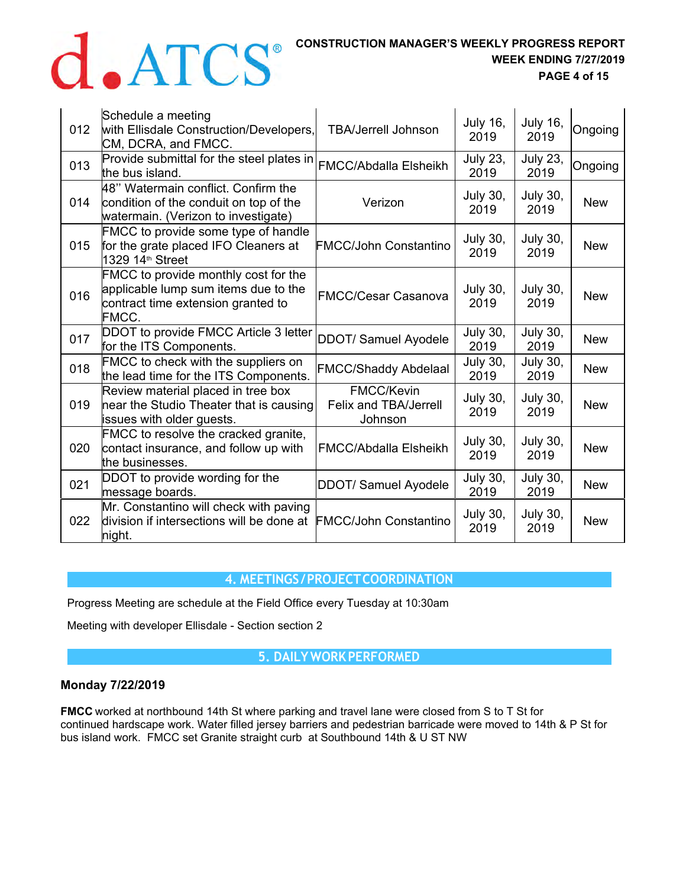| 012 | Schedule a meeting with Ellisdale Construction/Developers, CM, DCRA, and FMCC. | TBA/Jerrell Johnson | July 16, 2019 | July 16, 2019 | Ongoing |
|---|---|---|---|---|---|
| 013 | Provide submittal for the steel plates in the bus island. | FMCC/Abdalla Elsheikh | July 23, 2019 | July 23, 2019 | Ongoing |
| 014 | 48'' Watermain conflict. Confirm the condition of the conduit on top of the watermain. (Verizon to investigate) | Verizon | July 30, 2019 | July 30, 2019 | New |
| 015 | FMCC to provide some type of handle for the grate placed IFO Cleaners at 1329 14th Street | FMCC/John Constantino | July 30, 2019 | July 30, 2019 | New |
| 016 | FMCC to provide monthly cost for the applicable lump sum items due to the contract time extension granted to FMCC. | FMCC/Cesar Casanova | July 30, 2019 | July 30, 2019 | New |
| 017 | DDOT to provide FMCC Article 3 letter for the ITS Components. | DDOT/ Samuel Ayodele | July 30, 2019 | July 30, 2019 | New |
| 018 | FMCC to check with the suppliers on the lead time for the ITS Components. | FMCC/Shaddy Abdelaal | July 30, 2019 | July 30, 2019 | New |
| 019 | Review material placed in tree box near the Studio Theater that is causing issues with older guests. | FMCC/Kevin Felix and TBA/Jerrell Johnson | July 30, 2019 | July 30, 2019 | New |
| 020 | FMCC to resolve the cracked granite, contact insurance, and follow up with the businesses. | FMCC/Abdalla Elsheikh | July 30, 2019 | July 30, 2019 | New |
| 021 | DDOT to provide wording for the message boards. | DDOT/ Samuel Ayodele | July 30, 2019 | July 30, 2019 | New |
| 022 | Mr. Constantino will check with paving division if intersections will be done at night. | FMCC/John Constantino | July 30, 2019 | July 30, 2019 | New |

## 4. MEETINGS / PROJECT COORDINATION

Progress Meeting are schedule at the Field Office every Tuesday at 10:30am

Meeting with developer Ellisdale - Section section 2

## 5. DAILY WORK PERFORMED

**Monday 7/22/2019**

**FMCC** worked at northbound 14th St where parking and travel lane were closed from S to T St for continued hardscape work. Water filled jersey barriers and pedestrian barricade were moved to 14th & P St for bus island work. FMCC set Granite straight curb at Southbound 14th & U ST NW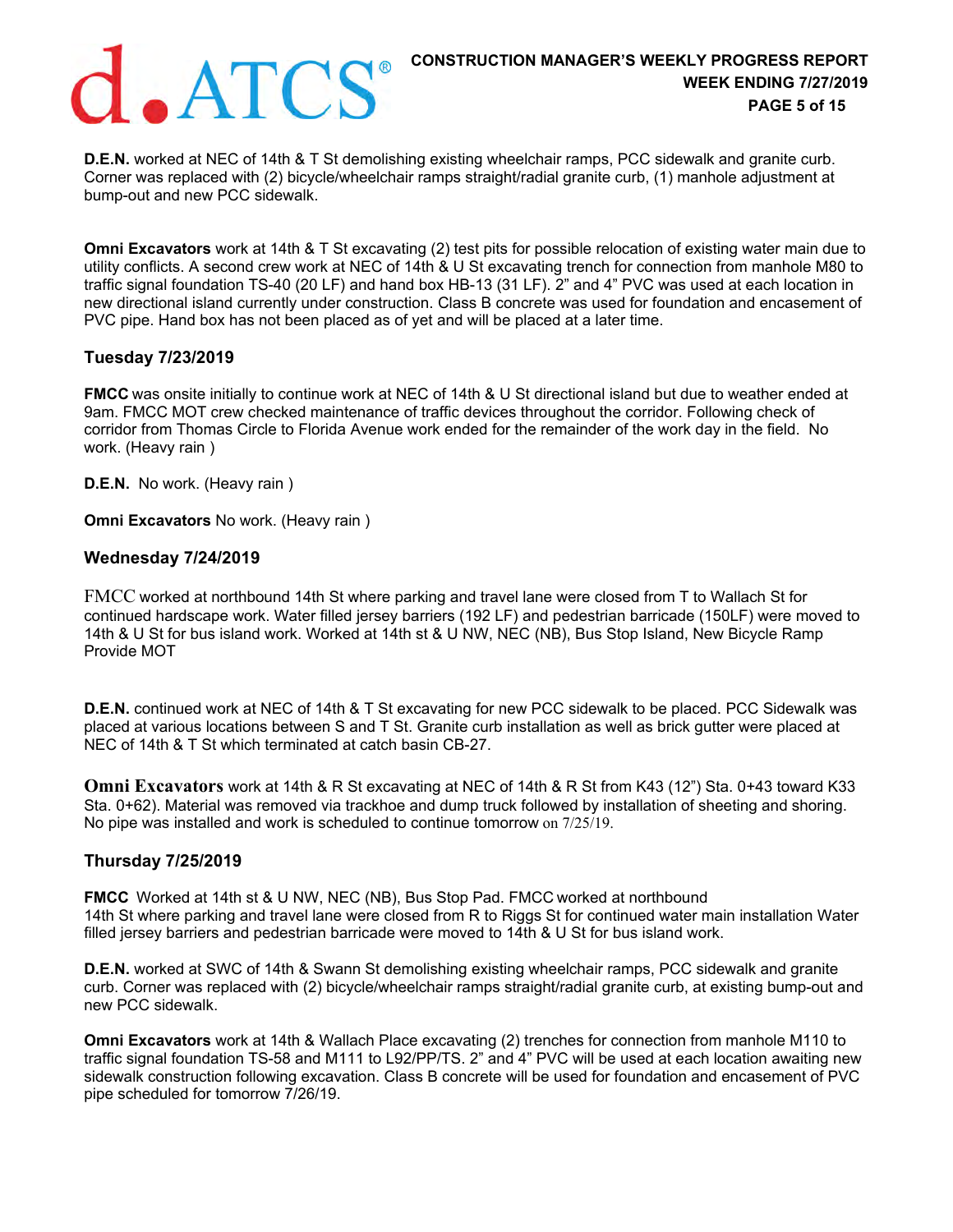**D.E.N.** worked at NEC of 14th & T St demolishing existing wheelchair ramps, PCC sidewalk and granite curb. Corner was replaced with (2) bicycle/wheelchair ramps straight/radial granite curb, (1) manhole adjustment at bump-out and new PCC sidewalk.

**Omni Excavators** work at 14th & T St excavating (2) test pits for possible relocation of existing water main due to utility conflicts. A second crew work at NEC of 14th & U St excavating trench for connection from manhole M80 to traffic signal foundation TS-40 (20 LF) and hand box HB-13 (31 LF). 2" and 4" PVC was used at each location in new directional island currently under construction. Class B concrete was used for foundation and encasement of PVC pipe. Hand box has not been placed as of yet and will be placed at a later time.

### Tuesday 7/23/2019

**FMCC** was onsite initially to continue work at NEC of 14th & U St directional island but due to weather ended at 9am. FMCC MOT crew checked maintenance of traffic devices throughout the corridor. Following check of corridor from Thomas Circle to Florida Avenue work ended for the remainder of the work day in the field. No work. (Heavy rain )

**D.E.N.** No work. (Heavy rain )

**Omni Excavators** No work. (Heavy rain )

### Wednesday 7/24/2019

FMCC worked at northbound 14th St where parking and travel lane were closed from T to Wallach St for continued hardscape work. Water filled jersey barriers (192 LF) and pedestrian barricade (150LF) were moved to 14th & U St for bus island work. Worked at 14th st & U NW, NEC (NB), Bus Stop Island, New Bicycle Ramp Provide MOT

**D.E.N.** continued work at NEC of 14th & T St excavating for new PCC sidewalk to be placed. PCC Sidewalk was placed at various locations between S and T St. Granite curb installation as well as brick gutter were placed at NEC of 14th & T St which terminated at catch basin CB-27.

**Omni Excavators** work at 14th & R St excavating at NEC of 14th & R St from K43 (12") Sta. 0+43 toward K33 Sta. 0+62). Material was removed via trackhoe and dump truck followed by installation of sheeting and shoring. No pipe was installed and work is scheduled to continue tomorrow on 7/25/19.

### Thursday 7/25/2019

**FMCC** Worked at 14th st & U NW, NEC (NB), Bus Stop Pad. FMCC worked at northbound 14th St where parking and travel lane were closed from R to Riggs St for continued water main installation Water filled jersey barriers and pedestrian barricade were moved to 14th & U St for bus island work.

**D.E.N.** worked at SWC of 14th & Swann St demolishing existing wheelchair ramps, PCC sidewalk and granite curb. Corner was replaced with (2) bicycle/wheelchair ramps straight/radial granite curb, at existing bump-out and new PCC sidewalk.

**Omni Excavators** work at 14th & Wallach Place excavating (2) trenches for connection from manhole M110 to traffic signal foundation TS-58 and M111 to L92/PP/TS. 2" and 4" PVC will be used at each location awaiting new sidewalk construction following excavation. Class B concrete will be used for foundation and encasement of PVC pipe scheduled for tomorrow 7/26/19.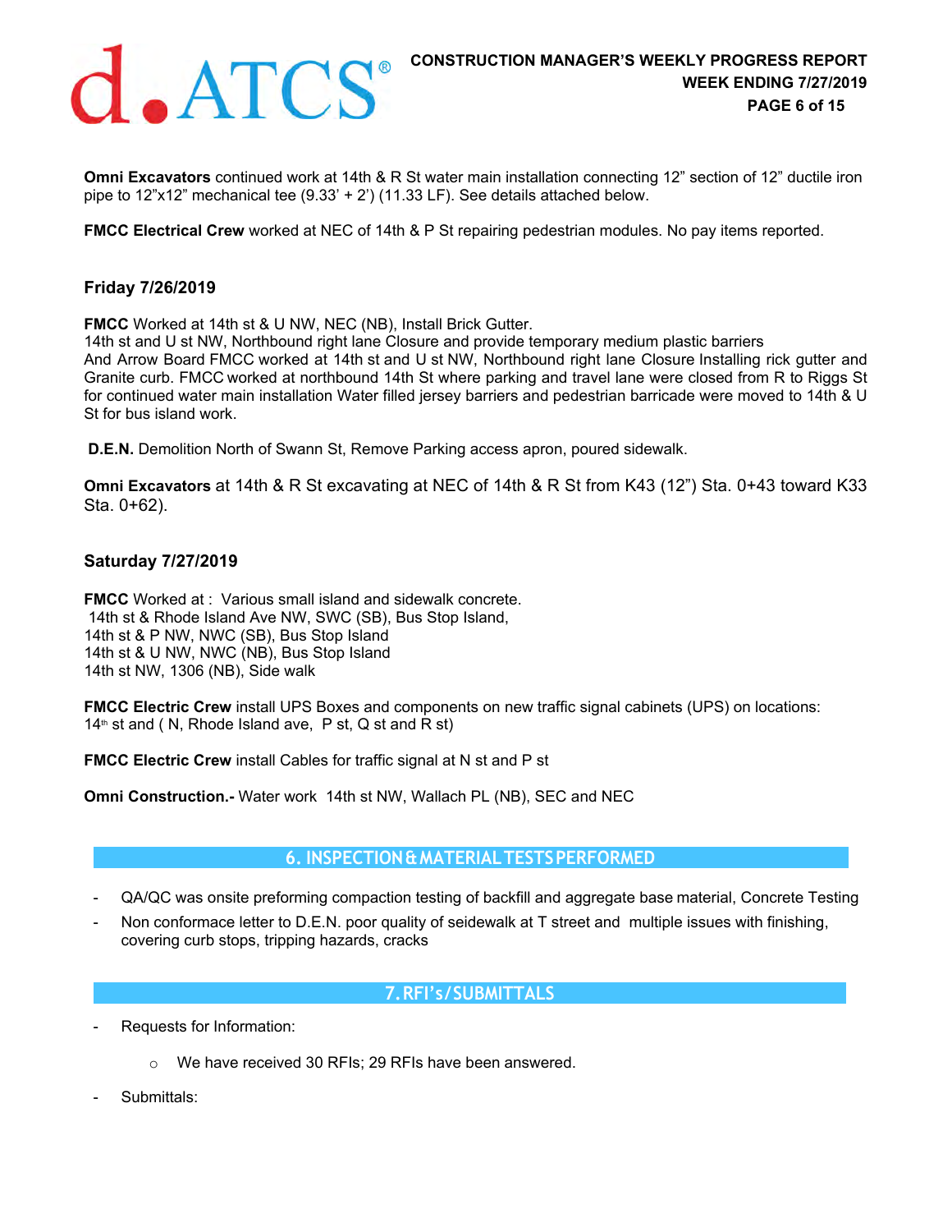**Omni Excavators** continued work at 14th & R St water main installation connecting 12" section of 12" ductile iron pipe to 12"x12" mechanical tee (9.33' + 2') (11.33 LF). See details attached below.

**FMCC Electrical Crew** worked at NEC of 14th & P St repairing pedestrian modules. No pay items reported.

### Friday 7/26/2019

**FMCC** Worked at 14th st & U NW, NEC (NB), Install Brick Gutter.
14th st and U st NW, Northbound right lane Closure and provide temporary medium plastic barriers
And Arrow Board FMCC worked at 14th st and U st NW, Northbound right lane Closure Installing rick gutter and Granite curb. FMCC worked at northbound 14th St where parking and travel lane were closed from R to Riggs St for continued water main installation Water filled jersey barriers and pedestrian barricade were moved to 14th & U St for bus island work.

**D.E.N.** Demolition North of Swann St, Remove Parking access apron, poured sidewalk.

**Omni Excavators** at 14th & R St excavating at NEC of 14th & R St from K43 (12") Sta. 0+43 toward K33 Sta. 0+62).

### Saturday 7/27/2019

**FMCC** Worked at : Various small island and sidewalk concrete.
14th st & Rhode Island Ave NW, SWC (SB), Bus Stop Island,
14th st & P NW, NWC (SB), Bus Stop Island
14th st & U NW, NWC (NB), Bus Stop Island
14th st NW, 1306 (NB), Side walk

**FMCC Electric Crew** install UPS Boxes and components on new traffic signal cabinets (UPS) on locations:
14th st and ( N, Rhode Island ave, P st, Q st and R st)

**FMCC Electric Crew** install Cables for traffic signal at N st and P st

**Omni Construction.-** Water work 14th st NW, Wallach PL (NB), SEC and NEC

## 6. INSPECTION & MATERIAL TESTS PERFORMED

- QA/QC was onsite preforming compaction testing of backfill and aggregate base material, Concrete Testing
- Non conformace letter to D.E.N. poor quality of seidewalk at T street and multiple issues with finishing, covering curb stops, tripping hazards, cracks

## 7. RFI's/SUBMITTALS

- Requests for Information:
  - We have received 30 RFIs; 29 RFIs have been answered.
- Submittals: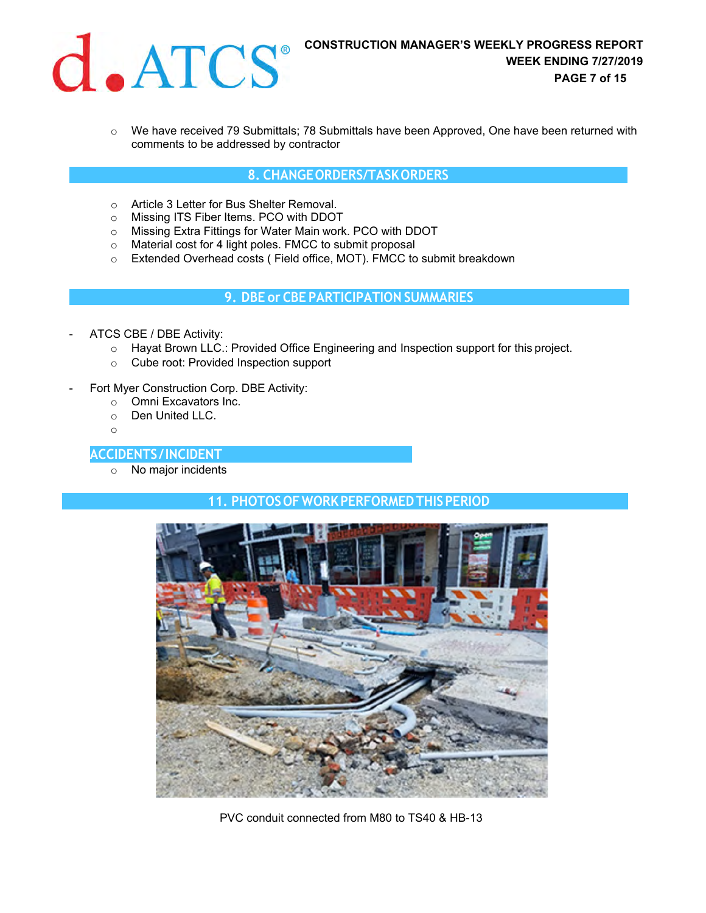- We have received 79 Submittals; 78 Submittals have been Approved, One have been returned with comments to be addressed by contractor

## 8. CHANGE ORDERS/TASK ORDERS

- Article 3 Letter for Bus Shelter Removal.
- Missing ITS Fiber Items. PCO with DDOT
- Missing Extra Fittings for Water Main work. PCO with DDOT
- Material cost for 4 light poles. FMCC to submit proposal
- Extended Overhead costs ( Field office, MOT). FMCC to submit breakdown

## 9. DBE or CBE PARTICIPATION SUMMARIES

- ATCS CBE / DBE Activity:
  - Hayat Brown LLC.: Provided Office Engineering and Inspection support for this project.
  - Cube root: Provided Inspection support
- Fort Myer Construction Corp. DBE Activity:
  - Omni Excavators Inc.
  - Den United LLC.

## ACCIDENTS / INCIDENT

- No major incidents

## 11. PHOTOS OF WORK PERFORMED THIS PERIOD

PVC conduit connected from M80 to TS40 & HB-13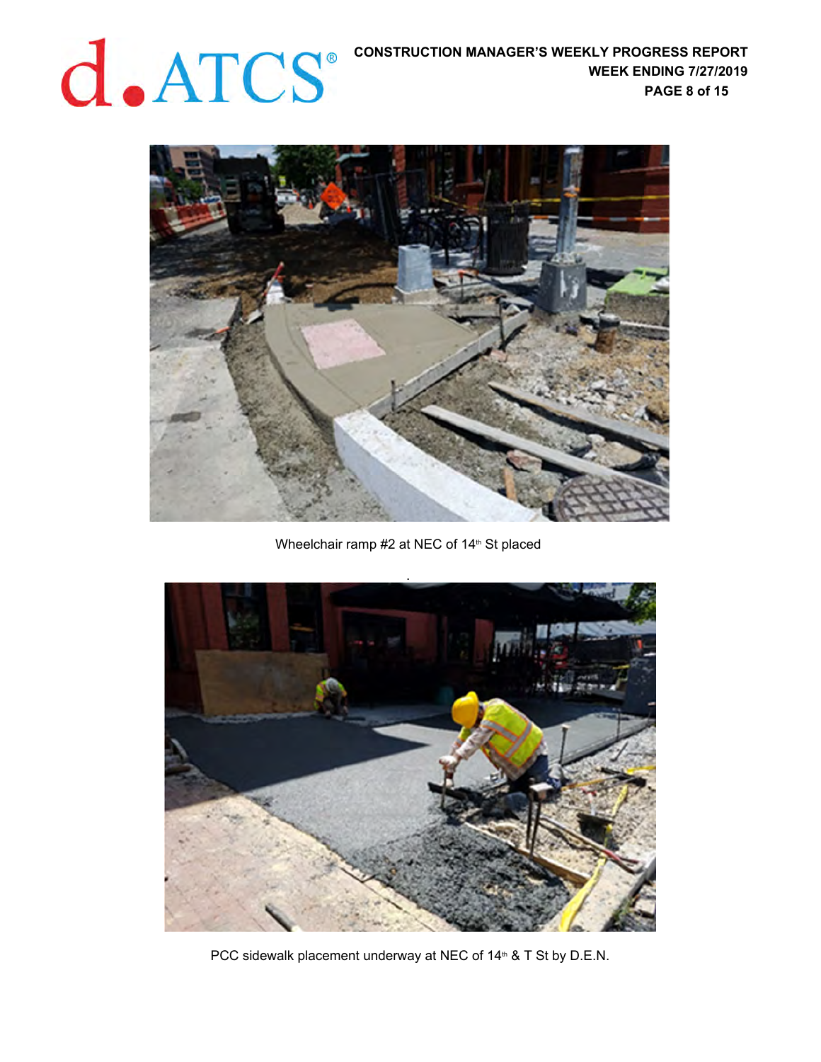Wheelchair ramp #2 at NEC of 14th St placed

PCC sidewalk placement underway at NEC of 14th & T St by D.E.N.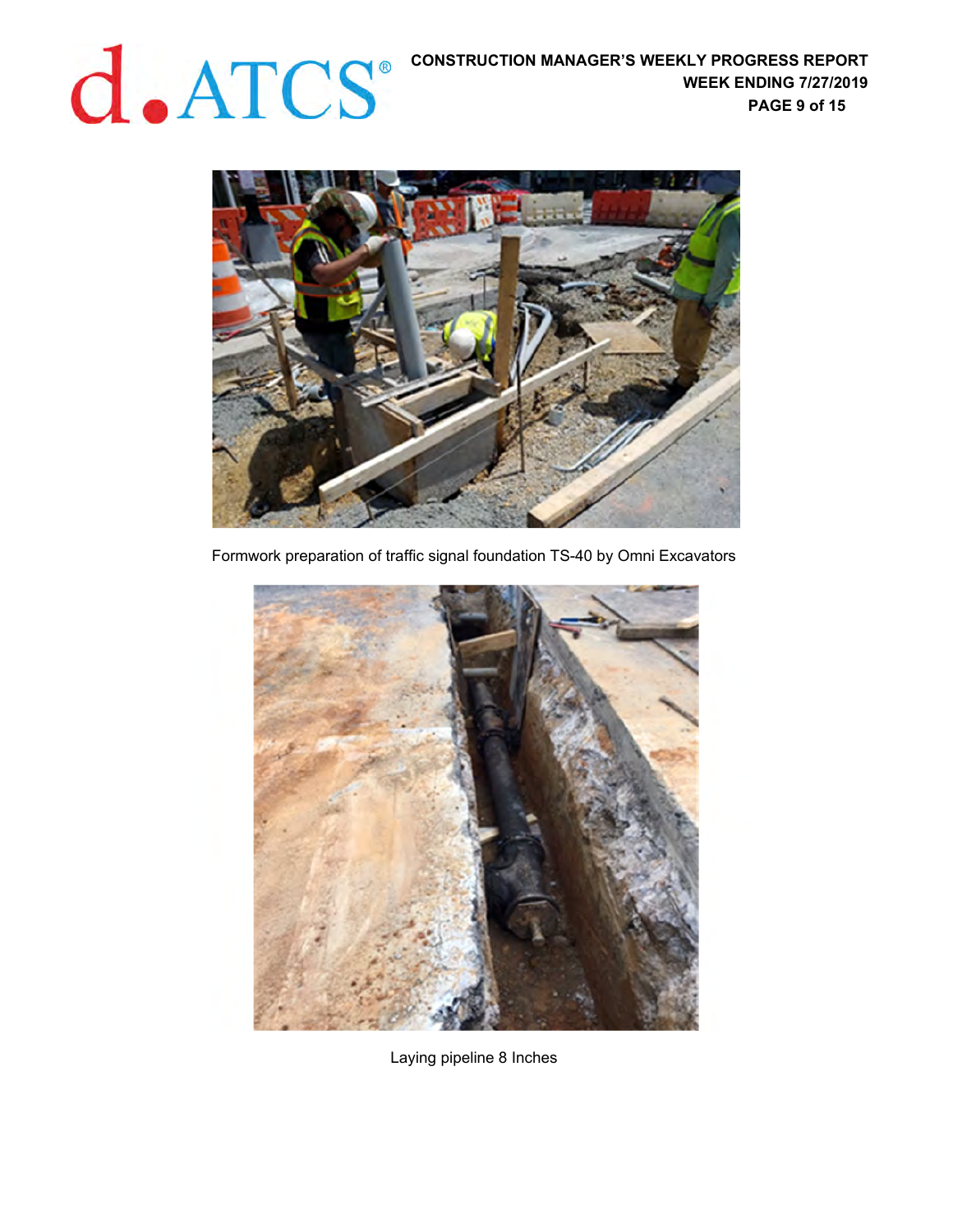Formwork preparation of traffic signal foundation TS-40 by Omni Excavators

Laying pipeline 8 Inches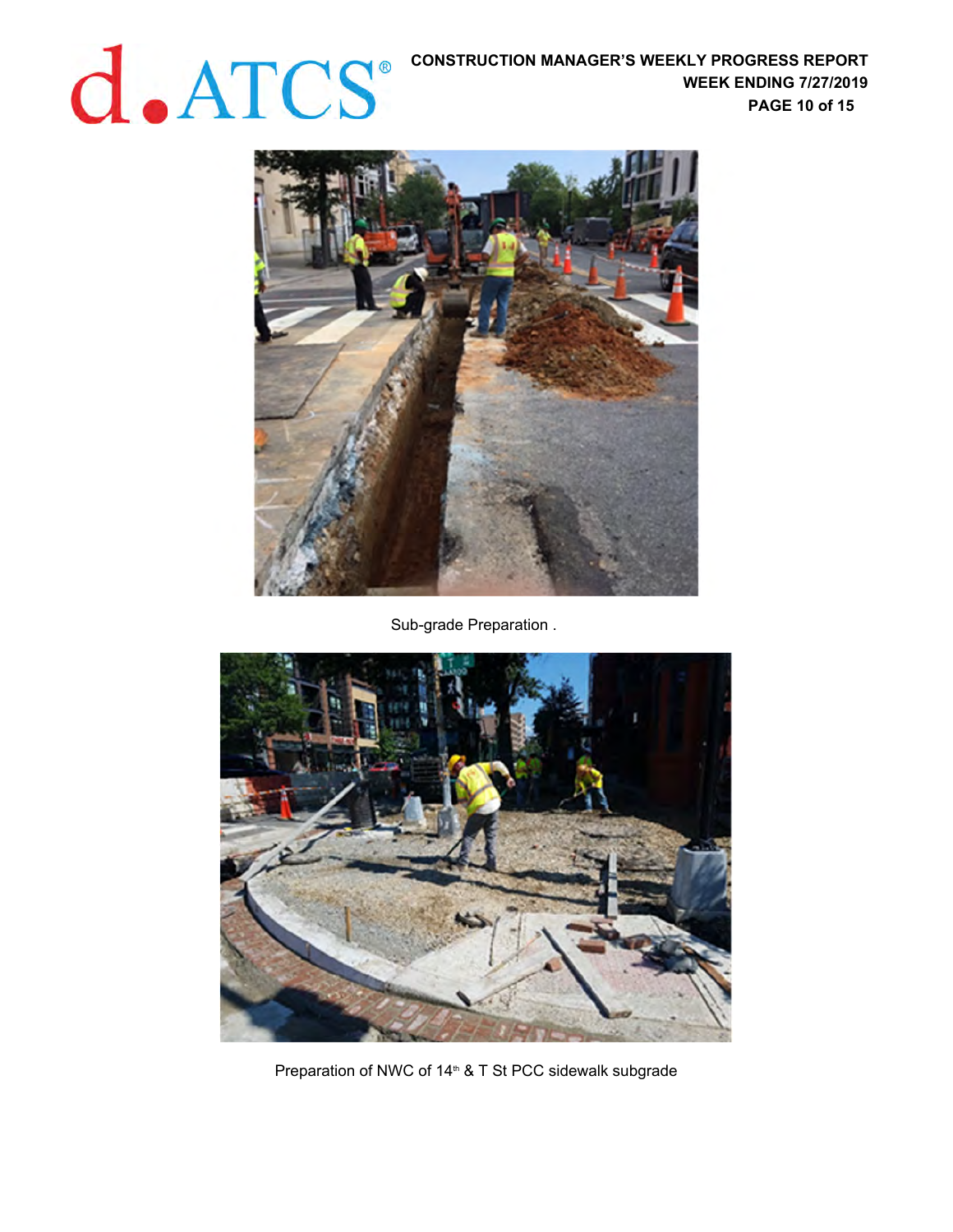Sub-grade Preparation .

Preparation of NWC of 14th & T St PCC sidewalk subgrade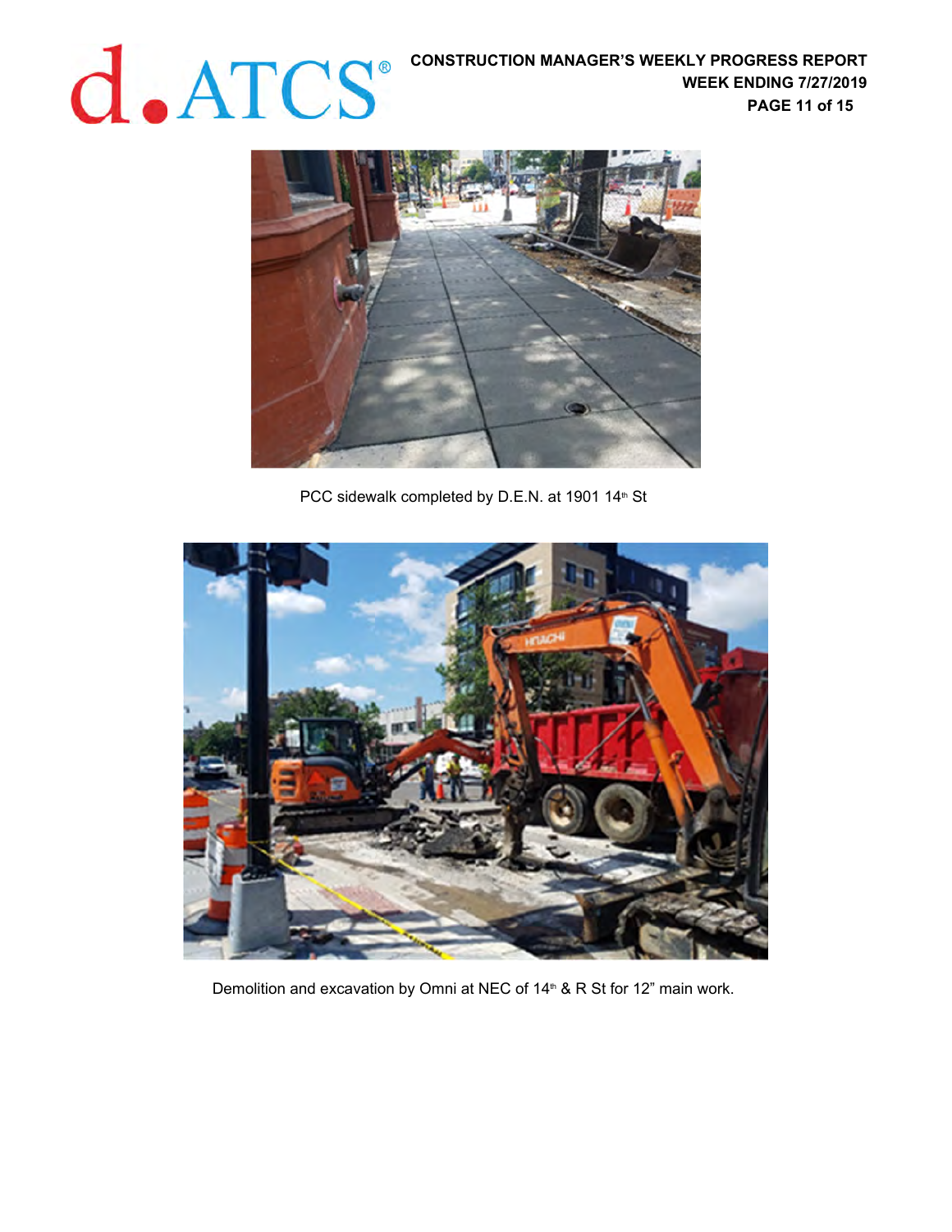PCC sidewalk completed by D.E.N. at 1901 14th St

Demolition and excavation by Omni at NEC of 14th & R St for 12" main work.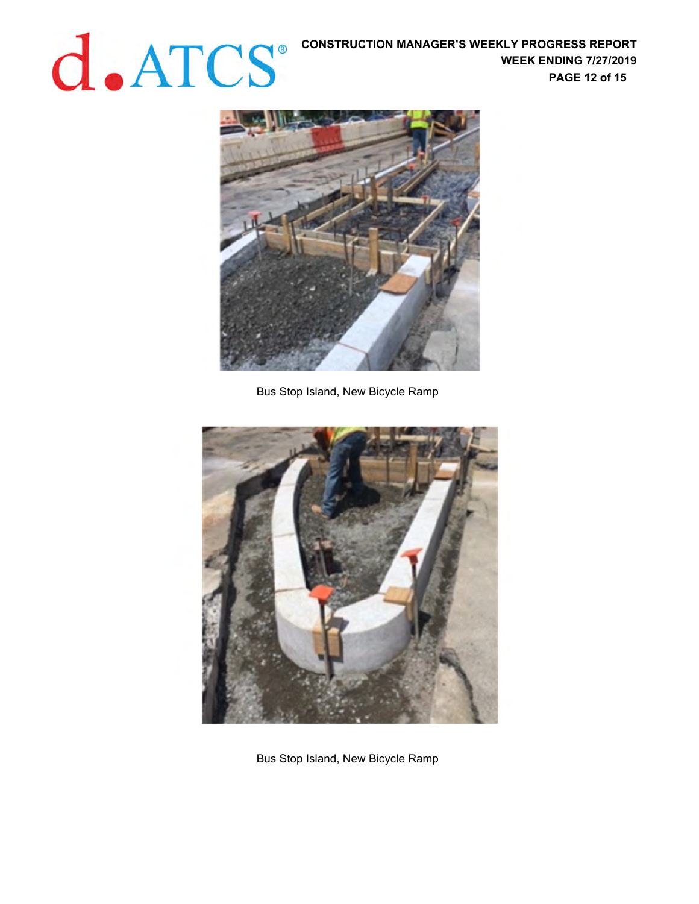Bus Stop Island, New Bicycle Ramp

Bus Stop Island, New Bicycle Ramp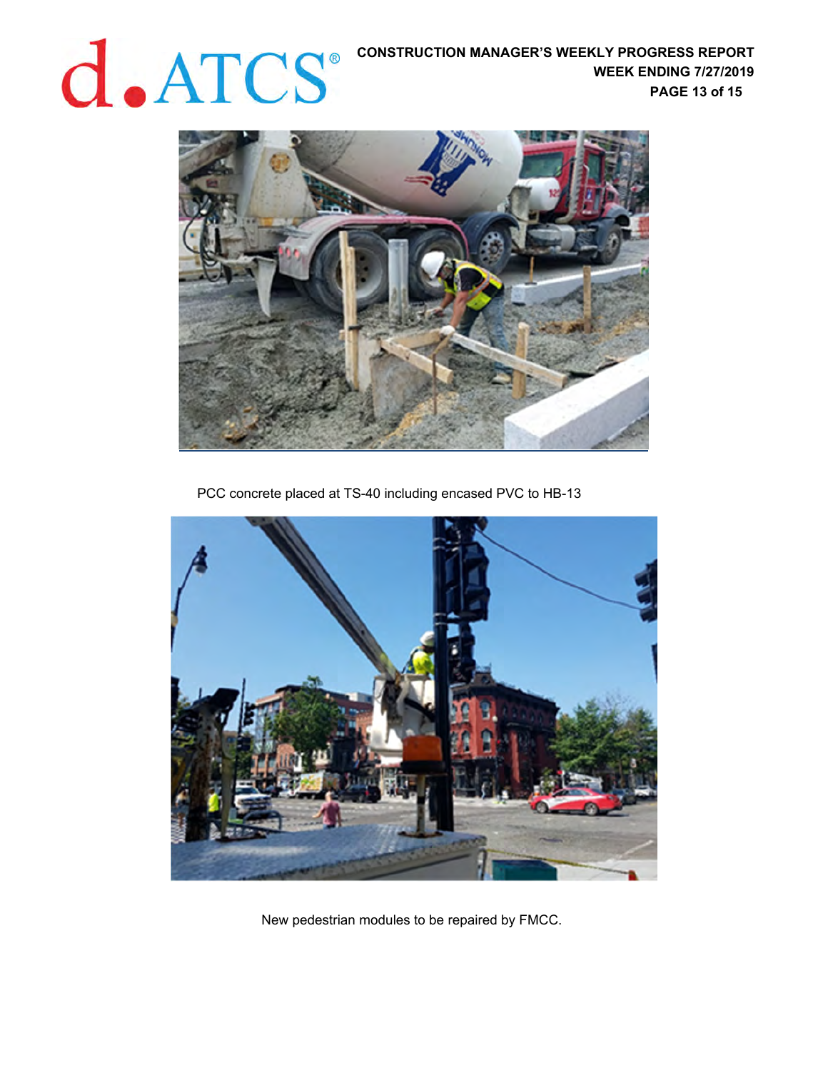PCC concrete placed at TS-40 including encased PVC to HB-13

New pedestrian modules to be repaired by FMCC.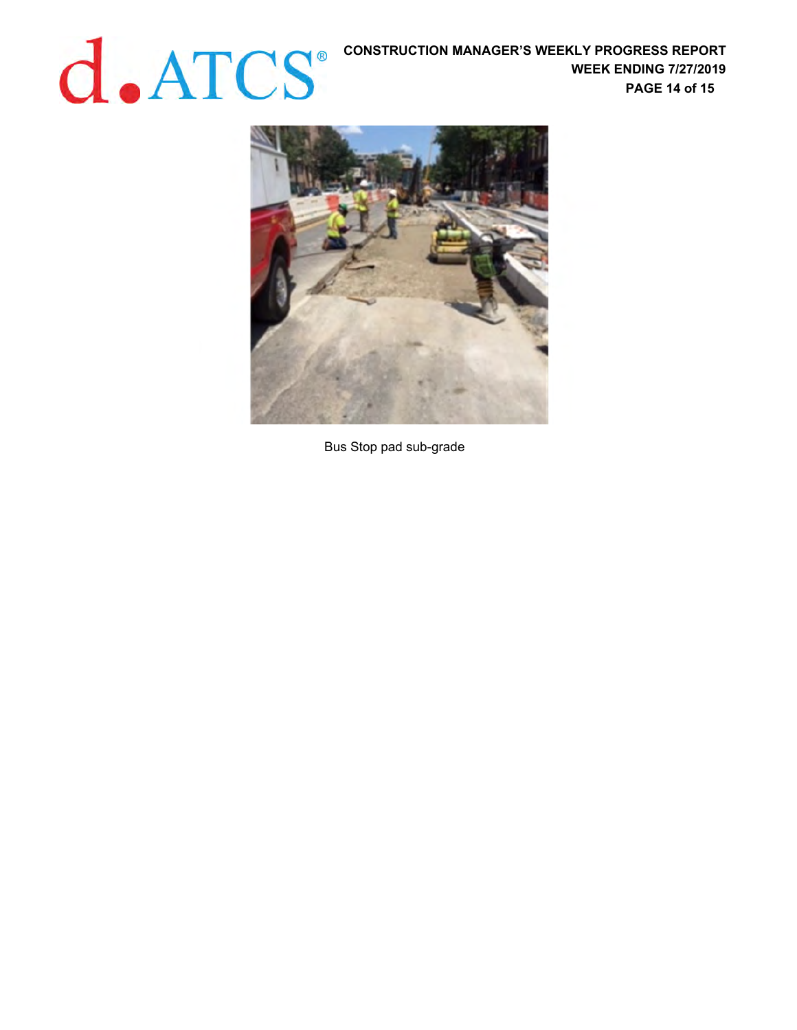Bus Stop pad sub-grade